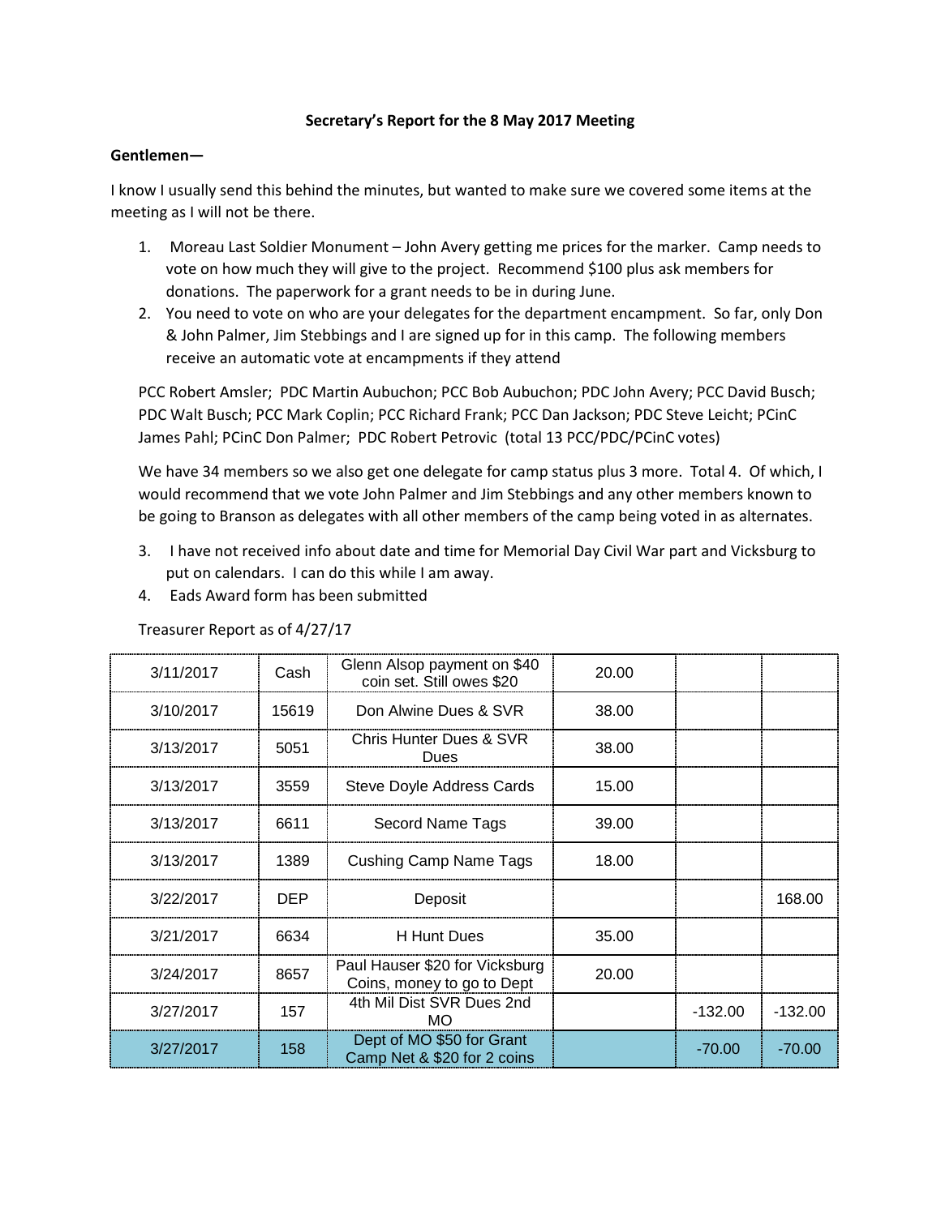**Secretary's Report for the 8 May 2017 Meeting**

**Gentlemen—**

I know I usually send this behind the minutes, but wanted to make sure we covered some items at the meeting as I will not be there.

1. Moreau Last Soldier Monument – John Avery getting me prices for the marker. Camp needs to vote on how much they will give to the project. Recommend $100 plus ask members for donations. The paperwork for a grant needs to be in during June.
2. You need to vote on who are your delegates for the department encampment. So far, only Don & John Palmer, Jim Stebbings and I are signed up for in this camp. The following members receive an automatic vote at encampments if they attend

PCC Robert Amsler; PDC Martin Aubuchon; PCC Bob Aubuchon; PDC John Avery; PCC David Busch; PDC Walt Busch; PCC Mark Coplin; PCC Richard Frank; PCC Dan Jackson; PDC Steve Leicht; PCinC James Pahl; PCinC Don Palmer; PDC Robert Petrovic (total 13 PCC/PDC/PCinC votes)

We have 34 members so we also get one delegate for camp status plus 3 more. Total 4. Of which, I would recommend that we vote John Palmer and Jim Stebbings and any other members known to be going to Branson as delegates with all other members of the camp being voted in as alternates.

3. I have not received info about date and time for Memorial Day Civil War part and Vicksburg to put on calendars. I can do this while I am away.
4. Eads Award form has been submitted

Treasurer Report as of 4/27/17

| | | | | | |
|---|---|---|---|---|---|
| 3/11/2017 | Cash | Glenn Alsop payment on $40 coin set. Still owes $20 | 20.00 | | |
| 3/10/2017 | 15619 | Don Alwine Dues & SVR | 38.00 | | |
| 3/13/2017 | 5051 | Chris Hunter Dues & SVR Dues | 38.00 | | |
| 3/13/2017 | 3559 | Steve Doyle Address Cards | 15.00 | | |
| 3/13/2017 | 6611 | Secord Name Tags | 39.00 | | |
| 3/13/2017 | 1389 | Cushing Camp Name Tags | 18.00 | | |
| 3/22/2017 | DEP | Deposit | | | 168.00 |
| 3/21/2017 | 6634 | H Hunt Dues | 35.00 | | |
| 3/24/2017 | 8657 | Paul Hauser $20 for Vicksburg Coins, money to go to Dept | 20.00 | | |
| 3/27/2017 | 157 | 4th Mil Dist SVR Dues 2nd MO | | -132.00 | -132.00 |
| 3/27/2017 | 158 | Dept of MO $50 for Grant Camp Net & $20 for 2 coins | | -70.00 | -70.00 |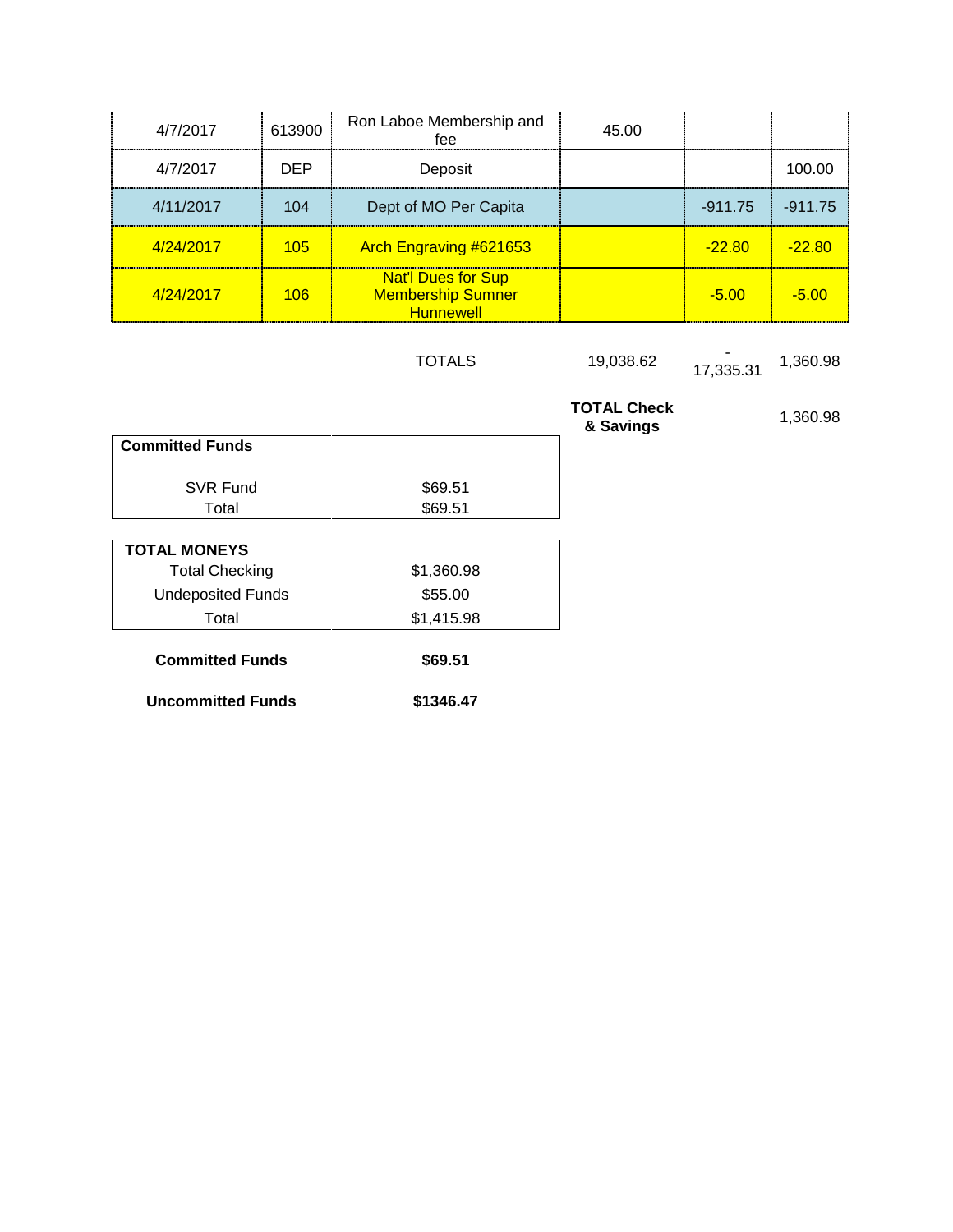| 4/7/2017 | 613900 | Ron Laboe Membership and fee | 45.00 | | |
|---|---|---|---|---|---|
| 4/7/2017 | DEP | Deposit | | | 100.00 |
| 4/11/2017 | 104 | Dept of MO Per Capita | | -911.75 | -911.75 |
| 4/24/2017 | 105 | Arch Engraving #621653 | | -22.80 | -22.80 |
| 4/24/2017 | 106 | Nat'l Dues for Sup Membership Sumner Hunnewell | | -5.00 | -5.00 |
| | | TOTALS | 19,038.62 | -17,335.31 | 1,360.98 |
| | | | **TOTAL Check & Savings** | | 1,360.98 |

| **Committed Funds** | |
|---|---|
| SVR Fund | $69.51 |
| Total | $69.51 |

| **TOTAL MONEYS** | |
|---|---|
| Total Checking | $1,360.98 |
| Undeposited Funds | $55.00 |
| Total | $1,415.98 |

| | |
|---|---|
| **Committed Funds** | **$69.51** |
| **Uncommitted Funds** | **$1346.47** |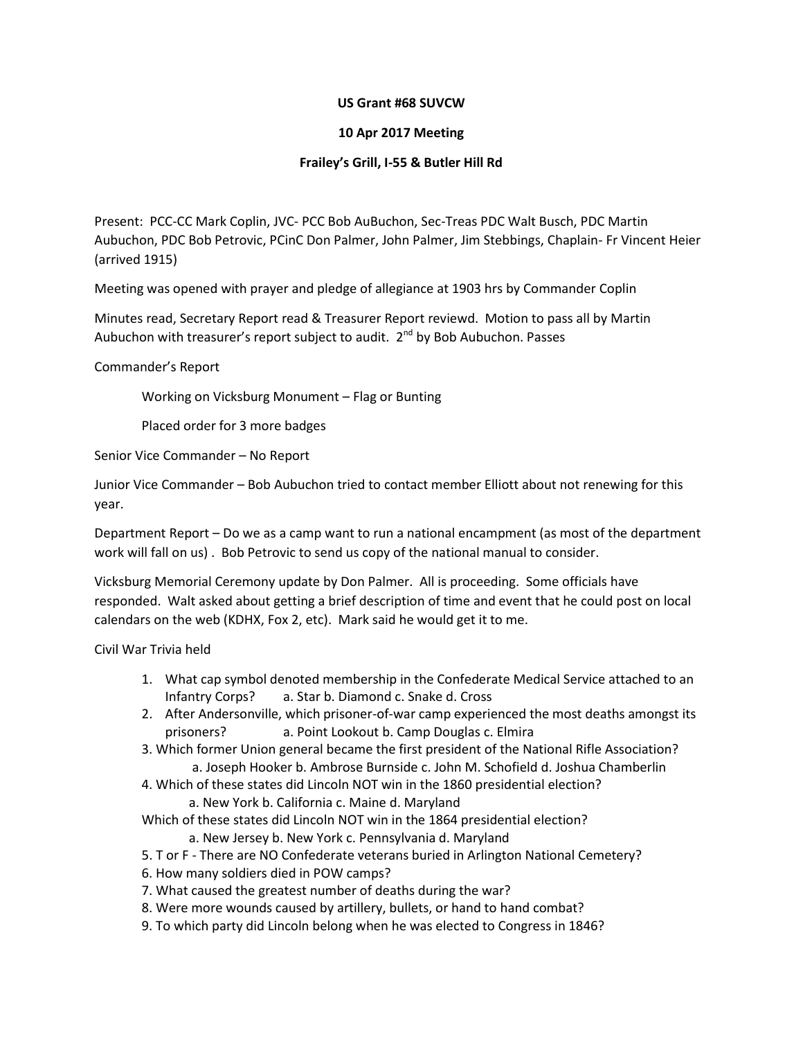**US Grant #68 SUVCW**

**10 Apr 2017 Meeting**

**Frailey's Grill, I-55 & Butler Hill Rd**

Present: PCC-CC Mark Coplin, JVC- PCC Bob AuBuchon, Sec-Treas PDC Walt Busch, PDC Martin Aubuchon, PDC Bob Petrovic, PCinC Don Palmer, John Palmer, Jim Stebbings, Chaplain- Fr Vincent Heier (arrived 1915)

Meeting was opened with prayer and pledge of allegiance at 1903 hrs by Commander Coplin

Minutes read, Secretary Report read & Treasurer Report reviewd. Motion to pass all by Martin Aubuchon with treasurer's report subject to audit. 2nd by Bob Aubuchon. Passes

Commander's Report

Working on Vicksburg Monument – Flag or Bunting

Placed order for 3 more badges

Senior Vice Commander – No Report

Junior Vice Commander – Bob Aubuchon tried to contact member Elliott about not renewing for this year.

Department Report – Do we as a camp want to run a national encampment (as most of the department work will fall on us) . Bob Petrovic to send us copy of the national manual to consider.

Vicksburg Memorial Ceremony update by Don Palmer. All is proceeding. Some officials have responded. Walt asked about getting a brief description of time and event that he could post on local calendars on the web (KDHX, Fox 2, etc). Mark said he would get it to me.

Civil War Trivia held

1. What cap symbol denoted membership in the Confederate Medical Service attached to an Infantry Corps? a. Star b. Diamond c. Snake d. Cross
2. After Andersonville, which prisoner-of-war camp experienced the most deaths amongst its prisoners? a. Point Lookout b. Camp Douglas c. Elmira
3. Which former Union general became the first president of the National Rifle Association? a. Joseph Hooker b. Ambrose Burnside c. John M. Schofield d. Joshua Chamberlin
4. Which of these states did Lincoln NOT win in the 1860 presidential election? a. New York b. California c. Maine d. Maryland

   Which of these states did Lincoln NOT win in the 1864 presidential election? a. New Jersey b. New York c. Pennsylvania d. Maryland
5. T or F - There are NO Confederate veterans buried in Arlington National Cemetery?
6. How many soldiers died in POW camps?
7. What caused the greatest number of deaths during the war?
8. Were more wounds caused by artillery, bullets, or hand to hand combat?
9. To which party did Lincoln belong when he was elected to Congress in 1846?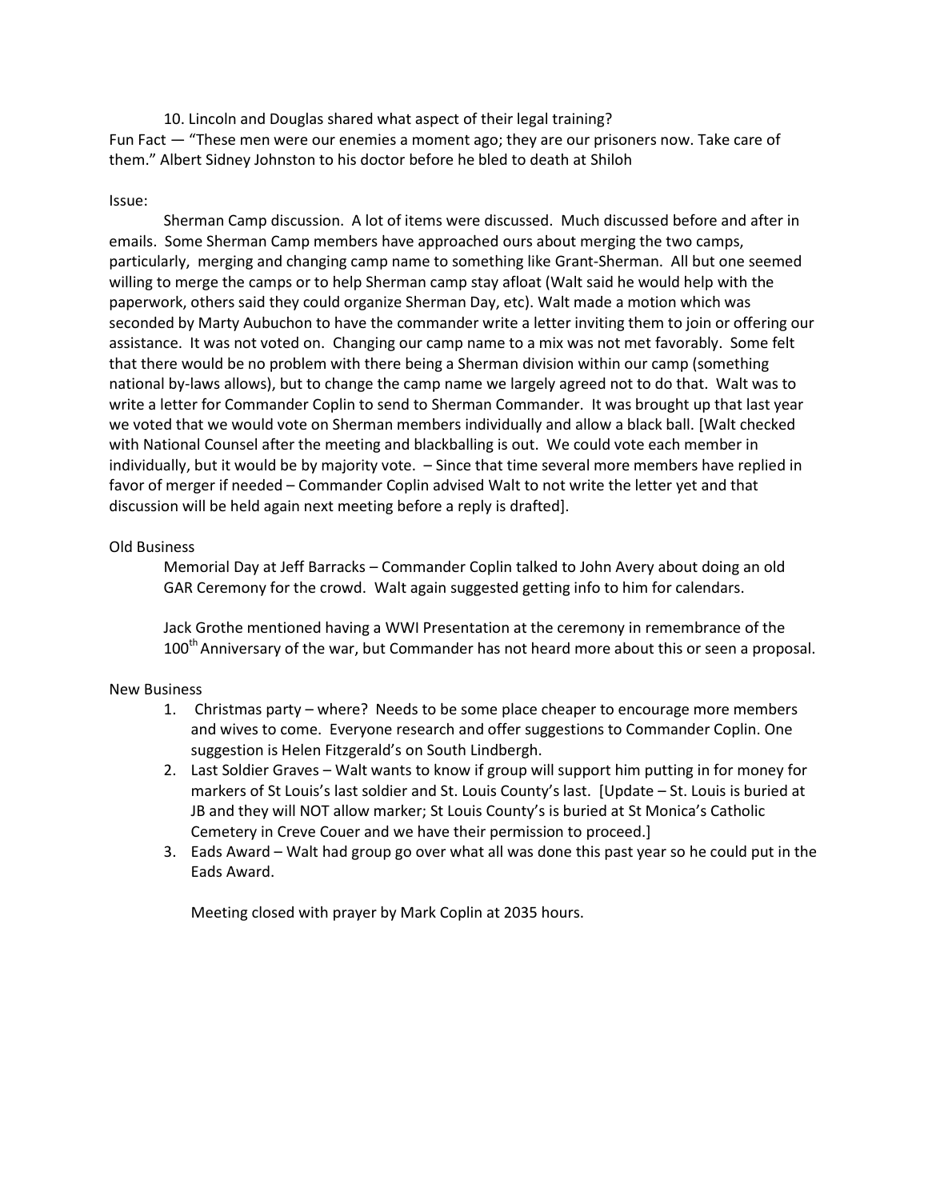10. Lincoln and Douglas shared what aspect of their legal training?

Fun Fact — "These men were our enemies a moment ago; they are our prisoners now. Take care of them." Albert Sidney Johnston to his doctor before he bled to death at Shiloh

Issue:

Sherman Camp discussion. A lot of items were discussed. Much discussed before and after in emails. Some Sherman Camp members have approached ours about merging the two camps, particularly, merging and changing camp name to something like Grant-Sherman. All but one seemed willing to merge the camps or to help Sherman camp stay afloat (Walt said he would help with the paperwork, others said they could organize Sherman Day, etc). Walt made a motion which was seconded by Marty Aubuchon to have the commander write a letter inviting them to join or offering our assistance. It was not voted on. Changing our camp name to a mix was not met favorably. Some felt that there would be no problem with there being a Sherman division within our camp (something national by-laws allows), but to change the camp name we largely agreed not to do that. Walt was to write a letter for Commander Coplin to send to Sherman Commander. It was brought up that last year we voted that we would vote on Sherman members individually and allow a black ball. [Walt checked with National Counsel after the meeting and blackballing is out. We could vote each member in individually, but it would be by majority vote. – Since that time several more members have replied in favor of merger if needed – Commander Coplin advised Walt to not write the letter yet and that discussion will be held again next meeting before a reply is drafted].

Old Business

Memorial Day at Jeff Barracks – Commander Coplin talked to John Avery about doing an old GAR Ceremony for the crowd. Walt again suggested getting info to him for calendars.

Jack Grothe mentioned having a WWI Presentation at the ceremony in remembrance of the 100th Anniversary of the war, but Commander has not heard more about this or seen a proposal.

New Business

1. Christmas party – where? Needs to be some place cheaper to encourage more members and wives to come. Everyone research and offer suggestions to Commander Coplin. One suggestion is Helen Fitzgerald's on South Lindbergh.
2. Last Soldier Graves – Walt wants to know if group will support him putting in for money for markers of St Louis's last soldier and St. Louis County's last. [Update – St. Louis is buried at JB and they will NOT allow marker; St Louis County's is buried at St Monica's Catholic Cemetery in Creve Couer and we have their permission to proceed.]
3. Eads Award – Walt had group go over what all was done this past year so he could put in the Eads Award.

Meeting closed with prayer by Mark Coplin at 2035 hours.